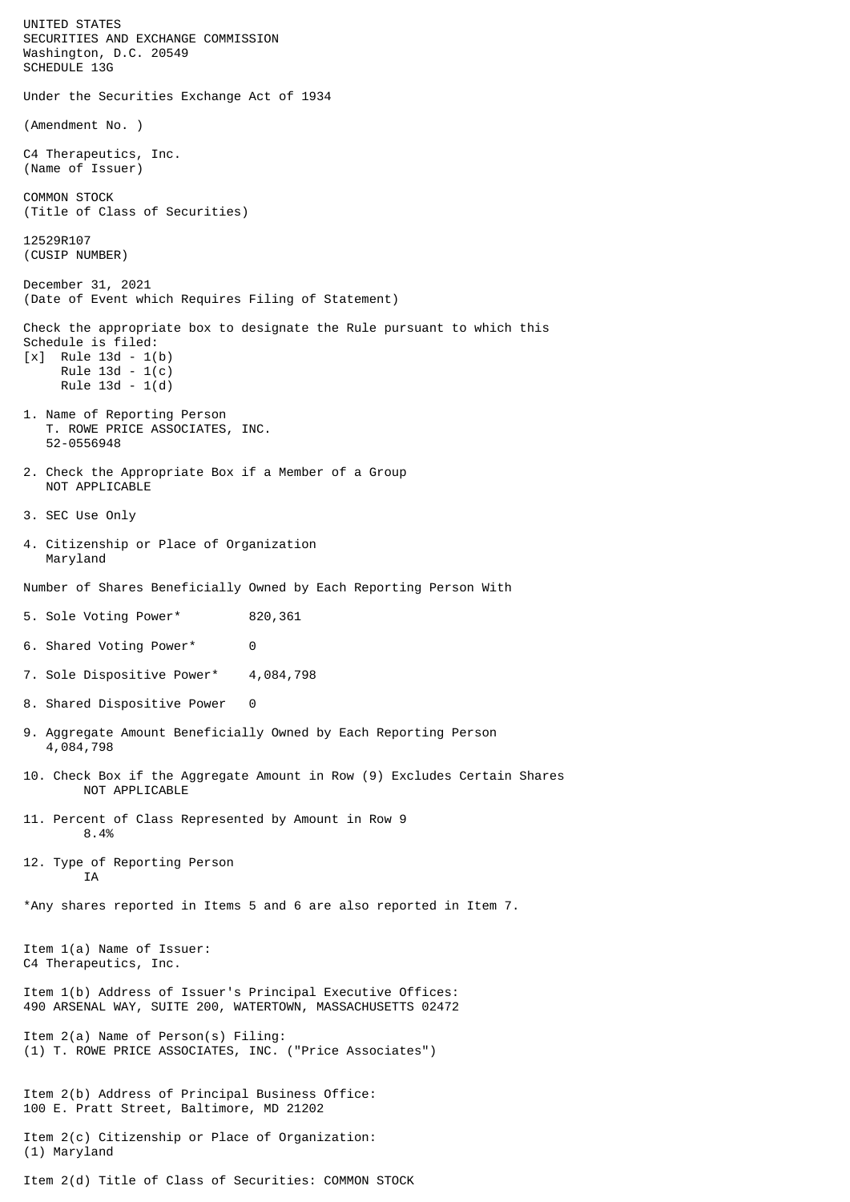UNITED STATES
SECURITIES AND EXCHANGE COMMISSION
Washington, D.C. 20549
SCHEDULE 13G

Under the Securities Exchange Act of 1934

(Amendment No. )

C4 Therapeutics, Inc.
(Name of Issuer)

COMMON STOCK
(Title of Class of Securities)

12529R107
(CUSIP NUMBER)

December 31, 2021
(Date of Event which Requires Filing of Statement)

Check the appropriate box to designate the Rule pursuant to which this Schedule is filed:

[x] Rule 13d - 1(b)
Rule 13d - 1(c)
Rule 13d - 1(d)

1. Name of Reporting Person
   T. ROWE PRICE ASSOCIATES, INC.
   52-0556948

2. Check the Appropriate Box if a Member of a Group
   NOT APPLICABLE

3. SEC Use Only

4. Citizenship or Place of Organization
   Maryland

Number of Shares Beneficially Owned by Each Reporting Person With

5. Sole Voting Power* 820,361

6. Shared Voting Power* 0

7. Sole Dispositive Power* 4,084,798

8. Shared Dispositive Power 0

9. Aggregate Amount Beneficially Owned by Each Reporting Person
   4,084,798

10. Check Box if the Aggregate Amount in Row (9) Excludes Certain Shares
    NOT APPLICABLE

11. Percent of Class Represented by Amount in Row 9
    8.4%

12. Type of Reporting Person
    IA

*Any shares reported in Items 5 and 6 are also reported in Item 7.

Item 1(a) Name of Issuer:
C4 Therapeutics, Inc.

Item 1(b) Address of Issuer's Principal Executive Offices:
490 ARSENAL WAY, SUITE 200, WATERTOWN, MASSACHUSETTS 02472

Item 2(a) Name of Person(s) Filing:
(1) T. ROWE PRICE ASSOCIATES, INC. ("Price Associates")

Item 2(b) Address of Principal Business Office:
100 E. Pratt Street, Baltimore, MD 21202

Item 2(c) Citizenship or Place of Organization:
(1) Maryland

Item 2(d) Title of Class of Securities: COMMON STOCK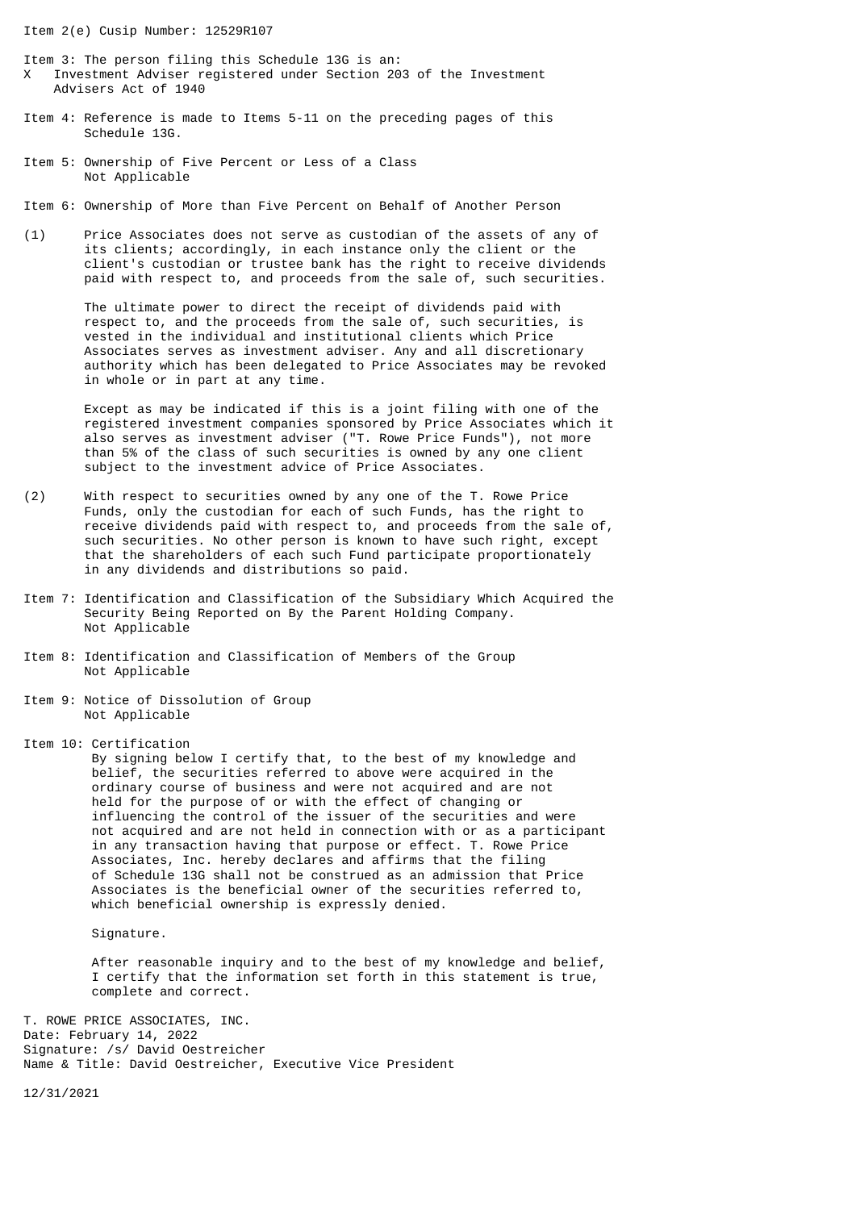Item 2(e) Cusip Number: 12529R107

Item 3: The person filing this Schedule 13G is an:
X Investment Adviser registered under Section 203 of the Investment Advisers Act of 1940

Item 4: Reference is made to Items 5-11 on the preceding pages of this Schedule 13G.

Item 5: Ownership of Five Percent or Less of a Class
Not Applicable

Item 6: Ownership of More than Five Percent on Behalf of Another Person

(1) Price Associates does not serve as custodian of the assets of any of its clients; accordingly, in each instance only the client or the client's custodian or trustee bank has the right to receive dividends paid with respect to, and proceeds from the sale of, such securities.

The ultimate power to direct the receipt of dividends paid with respect to, and the proceeds from the sale of, such securities, is vested in the individual and institutional clients which Price Associates serves as investment adviser. Any and all discretionary authority which has been delegated to Price Associates may be revoked in whole or in part at any time.

Except as may be indicated if this is a joint filing with one of the registered investment companies sponsored by Price Associates which it also serves as investment adviser ("T. Rowe Price Funds"), not more than 5% of the class of such securities is owned by any one client subject to the investment advice of Price Associates.

(2) With respect to securities owned by any one of the T. Rowe Price Funds, only the custodian for each of such Funds, has the right to receive dividends paid with respect to, and proceeds from the sale of, such securities. No other person is known to have such right, except that the shareholders of each such Fund participate proportionately in any dividends and distributions so paid.

Item 7: Identification and Classification of the Subsidiary Which Acquired the Security Being Reported on By the Parent Holding Company.
Not Applicable

Item 8: Identification and Classification of Members of the Group
Not Applicable

Item 9: Notice of Dissolution of Group
Not Applicable

Item 10: Certification
By signing below I certify that, to the best of my knowledge and belief, the securities referred to above were acquired in the ordinary course of business and were not acquired and are not held for the purpose of or with the effect of changing or influencing the control of the issuer of the securities and were not acquired and are not held in connection with or as a participant in any transaction having that purpose or effect. T. Rowe Price Associates, Inc. hereby declares and affirms that the filing of Schedule 13G shall not be construed as an admission that Price Associates is the beneficial owner of the securities referred to, which beneficial ownership is expressly denied.

Signature.

After reasonable inquiry and to the best of my knowledge and belief, I certify that the information set forth in this statement is true, complete and correct.

T. ROWE PRICE ASSOCIATES, INC.
Date: February 14, 2022
Signature: /s/ David Oestreicher
Name & Title: David Oestreicher, Executive Vice President

12/31/2021